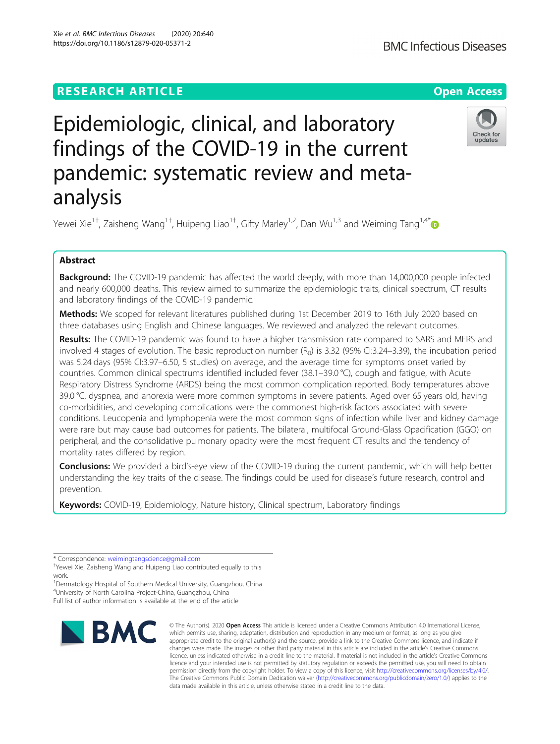**RESEARCH ARTICLE** **Open Access**

# Epidemiologic, clinical, and laboratory findings of the COVID-19 in the current pandemic: systematic review and meta-analysis

Yewei Xie[1†], Zaisheng Wang[1†], Huipeng Liao[1†], Gifty Marley[1,2], Dan Wu[1,3] and Weiming Tang[1,4*]

## Abstract

**Background:** The COVID-19 pandemic has affected the world deeply, with more than 14,000,000 people infected and nearly 600,000 deaths. This review aimed to summarize the epidemiologic traits, clinical spectrum, CT results and laboratory findings of the COVID-19 pandemic.

**Methods:** We scoped for relevant literatures published during 1st December 2019 to 16th July 2020 based on three databases using English and Chinese languages. We reviewed and analyzed the relevant outcomes.

**Results:** The COVID-19 pandemic was found to have a higher transmission rate compared to SARS and MERS and involved 4 stages of evolution. The basic reproduction number ($R_0$) is 3.32 (95% CI:3.24–3.39), the incubation period was 5.24 days (95% CI:3.97–6.50, 5 studies) on average, and the average time for symptoms onset varied by countries. Common clinical spectrums identified included fever (38.1–39.0 °C), cough and fatigue, with Acute Respiratory Distress Syndrome (ARDS) being the most common complication reported. Body temperatures above 39.0 °C, dyspnea, and anorexia were more common symptoms in severe patients. Aged over 65 years old, having co-morbidities, and developing complications were the commonest high-risk factors associated with severe conditions. Leucopenia and lymphopenia were the most common signs of infection while liver and kidney damage were rare but may cause bad outcomes for patients. The bilateral, multifocal Ground-Glass Opacification (GGO) on peripheral, and the consolidative pulmonary opacity were the most frequent CT results and the tendency of mortality rates differed by region.

**Conclusions:** We provided a bird's-eye view of the COVID-19 during the current pandemic, which will help better understanding the key traits of the disease. The findings could be used for disease's future research, control and prevention.

**Keywords:** COVID-19, Epidemiology, Nature history, Clinical spectrum, Laboratory findings

* Correspondence: weimingtangscience@gmail.com
†Yewei Xie, Zaisheng Wang and Huipeng Liao contributed equally to this work.
[1]Dermatology Hospital of Southern Medical University, Guangzhou, China
[4]University of North Carolina Project-China, Guangzhou, China
Full list of author information is available at the end of the article

© The Author(s). 2020 **Open Access** This article is licensed under a Creative Commons Attribution 4.0 International License, which permits use, sharing, adaptation, distribution and reproduction in any medium or format, as long as you give appropriate credit to the original author(s) and the source, provide a link to the Creative Commons licence, and indicate if changes were made. The images or other third party material in this article are included in the article's Creative Commons licence, unless indicated otherwise in a credit line to the material. If material is not included in the article's Creative Commons licence and your intended use is not permitted by statutory regulation or exceeds the permitted use, you will need to obtain permission directly from the copyright holder. To view a copy of this licence, visit http://creativecommons.org/licenses/by/4.0/. The Creative Commons Public Domain Dedication waiver (http://creativecommons.org/publicdomain/zero/1.0/) applies to the data made available in this article, unless otherwise stated in a credit line to the data.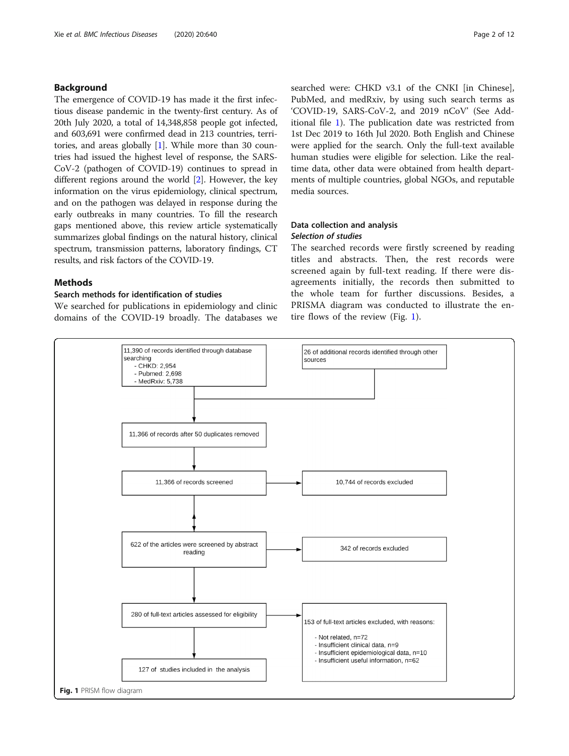## Background

The emergence of COVID-19 has made it the first infectious disease pandemic in the twenty-first century. As of 20th July 2020, a total of 14,348,858 people got infected, and 603,691 were confirmed dead in 213 countries, territories, and areas globally [1]. While more than 30 countries had issued the highest level of response, the SARS-CoV-2 (pathogen of COVID-19) continues to spread in different regions around the world [2]. However, the key information on the virus epidemiology, clinical spectrum, and on the pathogen was delayed in response during the early outbreaks in many countries. To fill the research gaps mentioned above, this review article systematically summarizes global findings on the natural history, clinical spectrum, transmission patterns, laboratory findings, CT results, and risk factors of the COVID-19.

## Methods

### Search methods for identification of studies

We searched for publications in epidemiology and clinic domains of the COVID-19 broadly. The databases we searched were: CHKD v3.1 of the CNKI [in Chinese], PubMed, and medRxiv, by using such search terms as 'COVID-19, SARS-CoV-2, and 2019 nCoV' (See Additional file 1). The publication date was restricted from 1st Dec 2019 to 16th Jul 2020. Both English and Chinese were applied for the search. Only the full-text available human studies were eligible for selection. Like the real-time data, other data were obtained from health departments of multiple countries, global NGOs, and reputable media sources.

### Data collection and analysis

#### *Selection of studies*

The searched records were firstly screened by reading titles and abstracts. Then, the rest records were screened again by full-text reading. If there were disagreements initially, the records then submitted to the whole team for further discussions. Besides, a PRISMA diagram was conducted to illustrate the entire flows of the review (Fig. 1).

11,390 of records identified through database searching
- CHKD: 2,954
- Pubmed: 2,698
- MedRxiv: 5,738

26 of additional records identified through other sources

11,366 of records after 50 duplicates removed

11,366 of records screened → 10,744 of records excluded

622 of the articles were screened by abstract reading → 342 of records excluded

280 of full-text articles assessed for eligibility → 153 of full-text articles excluded, with reasons:
- Not related, n=72
- Insufficient clinical data, n=9
- Insufficient epidemiological data, n=10
- Insufficient useful information, n=62

127 of studies included in the analysis

**Fig. 1** PRISM flow diagram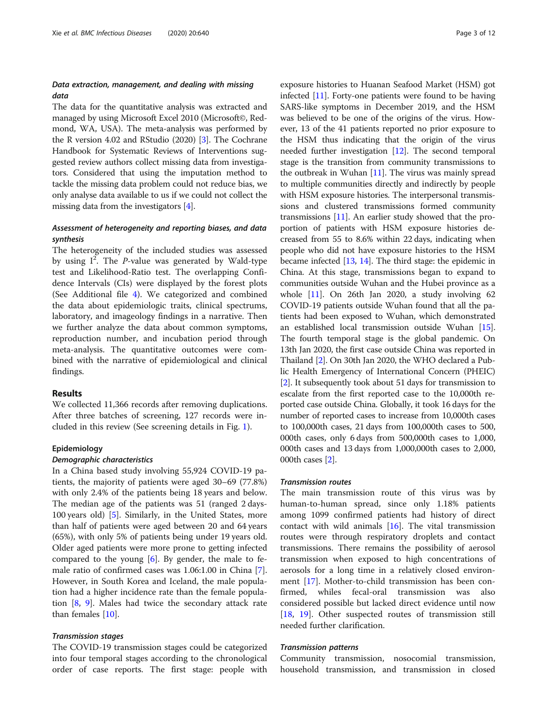### *Data extraction, management, and dealing with missing data*

The data for the quantitative analysis was extracted and managed by using Microsoft Excel 2010 (Microsoft©, Redmond, WA, USA). The meta-analysis was performed by the R version 4.02 and RStudio (2020) [3]. The Cochrane Handbook for Systematic Reviews of Interventions suggested review authors collect missing data from investigators. Considered that using the imputation method to tackle the missing data problem could not reduce bias, we only analyse data available to us if we could not collect the missing data from the investigators [4].

### *Assessment of heterogeneity and reporting biases, and data synthesis*

The heterogeneity of the included studies was assessed by using $I^2$. The *P*-value was generated by Wald-type test and Likelihood-Ratio test. The overlapping Confidence Intervals (CIs) were displayed by the forest plots (See Additional file 4). We categorized and combined the data about epidemiologic traits, clinical spectrums, laboratory, and imageology findings in a narrative. Then we further analyze the data about common symptoms, reproduction number, and incubation period through meta-analysis. The quantitative outcomes were combined with the narrative of epidemiological and clinical findings.

## Results

We collected 11,366 records after removing duplications. After three batches of screening, 127 records were included in this review (See screening details in Fig. 1).

### Epidemiology

#### *Demographic characteristics*

In a China based study involving 55,924 COVID-19 patients, the majority of patients were aged 30–69 (77.8%) with only 2.4% of the patients being 18 years and below. The median age of the patients was 51 (ranged 2 days-100 years old) [5]. Similarly, in the United States, more than half of patients were aged between 20 and 64 years (65%), with only 5% of patients being under 19 years old. Older aged patients were more prone to getting infected compared to the young [6]. By gender, the male to female ratio of confirmed cases was 1.06:1.00 in China [7]. However, in South Korea and Iceland, the male population had a higher incidence rate than the female population [8, 9]. Males had twice the secondary attack rate than females [10].

#### *Transmission stages*

The COVID-19 transmission stages could be categorized into four temporal stages according to the chronological order of case reports. The first stage: people with exposure histories to Huanan Seafood Market (HSM) got infected [11]. Forty-one patients were found to be having SARS-like symptoms in December 2019, and the HSM was believed to be one of the origins of the virus. However, 13 of the 41 patients reported no prior exposure to the HSM thus indicating that the origin of the virus needed further investigation [12]. The second temporal stage is the transition from community transmissions to the outbreak in Wuhan [11]. The virus was mainly spread to multiple communities directly and indirectly by people with HSM exposure histories. The interpersonal transmissions and clustered transmissions formed community transmissions [11]. An earlier study showed that the proportion of patients with HSM exposure histories decreased from 55 to 8.6% within 22 days, indicating when people who did not have exposure histories to the HSM became infected [13, 14]. The third stage: the epidemic in China. At this stage, transmissions began to expand to communities outside Wuhan and the Hubei province as a whole [11]. On 26th Jan 2020, a study involving 62 COVID-19 patients outside Wuhan found that all the patients had been exposed to Wuhan, which demonstrated an established local transmission outside Wuhan [15]. The fourth temporal stage is the global pandemic. On 13th Jan 2020, the first case outside China was reported in Thailand [2]. On 30th Jan 2020, the WHO declared a Public Health Emergency of International Concern (PHEIC) [2]. It subsequently took about 51 days for transmission to escalate from the first reported case to the 10,000th reported case outside China. Globally, it took 16 days for the number of reported cases to increase from 10,000th cases to 100,000th cases, 21 days from 100,000th cases to 500,000th cases, only 6 days from 500,000th cases to 1,000,000th cases and 13 days from 1,000,000th cases to 2,000,000th cases [2].

#### *Transmission routes*

The main transmission route of this virus was by human-to-human spread, since only 1.18% patients among 1099 confirmed patients had history of direct contact with wild animals [16]. The vital transmission routes were through respiratory droplets and contact transmissions. There remains the possibility of aerosol transmission when exposed to high concentrations of aerosols for a long time in a relatively closed environment [17]. Mother-to-child transmission has been confirmed, whiles fecal-oral transmission was also considered possible but lacked direct evidence until now [18, 19]. Other suspected routes of transmission still needed further clarification.

#### *Transmission patterns*

Community transmission, nosocomial transmission, household transmission, and transmission in closed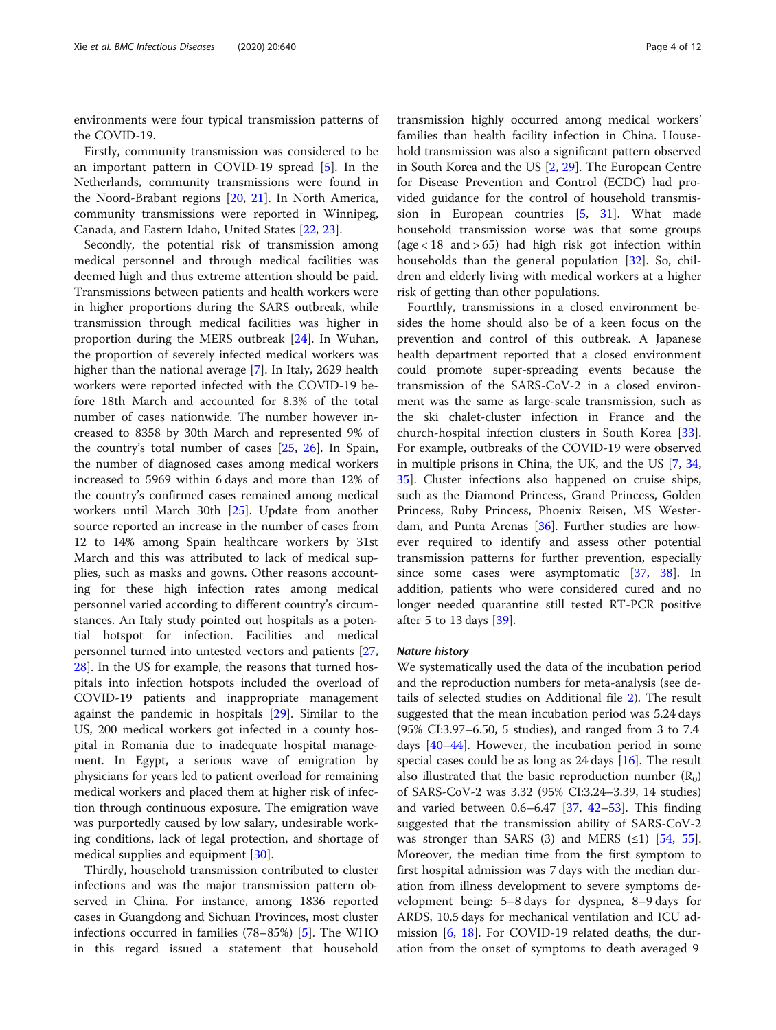environments were four typical transmission patterns of the COVID-19.

Firstly, community transmission was considered to be an important pattern in COVID-19 spread [5]. In the Netherlands, community transmissions were found in the Noord-Brabant regions [20, 21]. In North America, community transmissions were reported in Winnipeg, Canada, and Eastern Idaho, United States [22, 23].

Secondly, the potential risk of transmission among medical personnel and through medical facilities was deemed high and thus extreme attention should be paid. Transmissions between patients and health workers were in higher proportions during the SARS outbreak, while transmission through medical facilities was higher in proportion during the MERS outbreak [24]. In Wuhan, the proportion of severely infected medical workers was higher than the national average [7]. In Italy, 2629 health workers were reported infected with the COVID-19 before 18th March and accounted for 8.3% of the total number of cases nationwide. The number however increased to 8358 by 30th March and represented 9% of the country's total number of cases [25, 26]. In Spain, the number of diagnosed cases among medical workers increased to 5969 within 6 days and more than 12% of the country's confirmed cases remained among medical workers until March 30th [25]. Update from another source reported an increase in the number of cases from 12 to 14% among Spain healthcare workers by 31st March and this was attributed to lack of medical supplies, such as masks and gowns. Other reasons accounting for these high infection rates among medical personnel varied according to different country's circumstances. An Italy study pointed out hospitals as a potential hotspot for infection. Facilities and medical personnel turned into untested vectors and patients [27, 28]. In the US for example, the reasons that turned hospitals into infection hotspots included the overload of COVID-19 patients and inappropriate management against the pandemic in hospitals [29]. Similar to the US, 200 medical workers got infected in a county hospital in Romania due to inadequate hospital management. In Egypt, a serious wave of emigration by physicians for years led to patient overload for remaining medical workers and placed them at higher risk of infection through continuous exposure. The emigration wave was purportedly caused by low salary, undesirable working conditions, lack of legal protection, and shortage of medical supplies and equipment [30].

Thirdly, household transmission contributed to cluster infections and was the major transmission pattern observed in China. For instance, among 1836 reported cases in Guangdong and Sichuan Provinces, most cluster infections occurred in families (78–85%) [5]. The WHO in this regard issued a statement that household transmission highly occurred among medical workers' families than health facility infection in China. Household transmission was also a significant pattern observed in South Korea and the US [2, 29]. The European Centre for Disease Prevention and Control (ECDC) had provided guidance for the control of household transmission in European countries [5, 31]. What made household transmission worse was that some groups (age < 18 and > 65) had high risk got infection within households than the general population [32]. So, children and elderly living with medical workers at a higher risk of getting than other populations.

Fourthly, transmissions in a closed environment besides the home should also be of a keen focus on the prevention and control of this outbreak. A Japanese health department reported that a closed environment could promote super-spreading events because the transmission of the SARS-CoV-2 in a closed environment was the same as large-scale transmission, such as the ski chalet-cluster infection in France and the church-hospital infection clusters in South Korea [33]. For example, outbreaks of the COVID-19 were observed in multiple prisons in China, the UK, and the US [7, 34, 35]. Cluster infections also happened on cruise ships, such as the Diamond Princess, Grand Princess, Golden Princess, Ruby Princess, Phoenix Reisen, MS Westerdam, and Punta Arenas [36]. Further studies are however required to identify and assess other potential transmission patterns for further prevention, especially since some cases were asymptomatic [37, 38]. In addition, patients who were considered cured and no longer needed quarantine still tested RT-PCR positive after 5 to 13 days [39].

### *Nature history*

We systematically used the data of the incubation period and the reproduction numbers for meta-analysis (see details of selected studies on Additional file 2). The result suggested that the mean incubation period was 5.24 days (95% CI:3.97–6.50, 5 studies), and ranged from 3 to 7.4 days [40–44]. However, the incubation period in some special cases could be as long as 24 days [16]. The result also illustrated that the basic reproduction number ($R_0$) of SARS-CoV-2 was 3.32 (95% CI:3.24–3.39, 14 studies) and varied between 0.6–6.47 [37, 42–53]. This finding suggested that the transmission ability of SARS-CoV-2 was stronger than SARS (3) and MERS (≤1) [54, 55]. Moreover, the median time from the first symptom to first hospital admission was 7 days with the median duration from illness development to severe symptoms development being: 5–8 days for dyspnea, 8–9 days for ARDS, 10.5 days for mechanical ventilation and ICU admission [6, 18]. For COVID-19 related deaths, the duration from the onset of symptoms to death averaged 9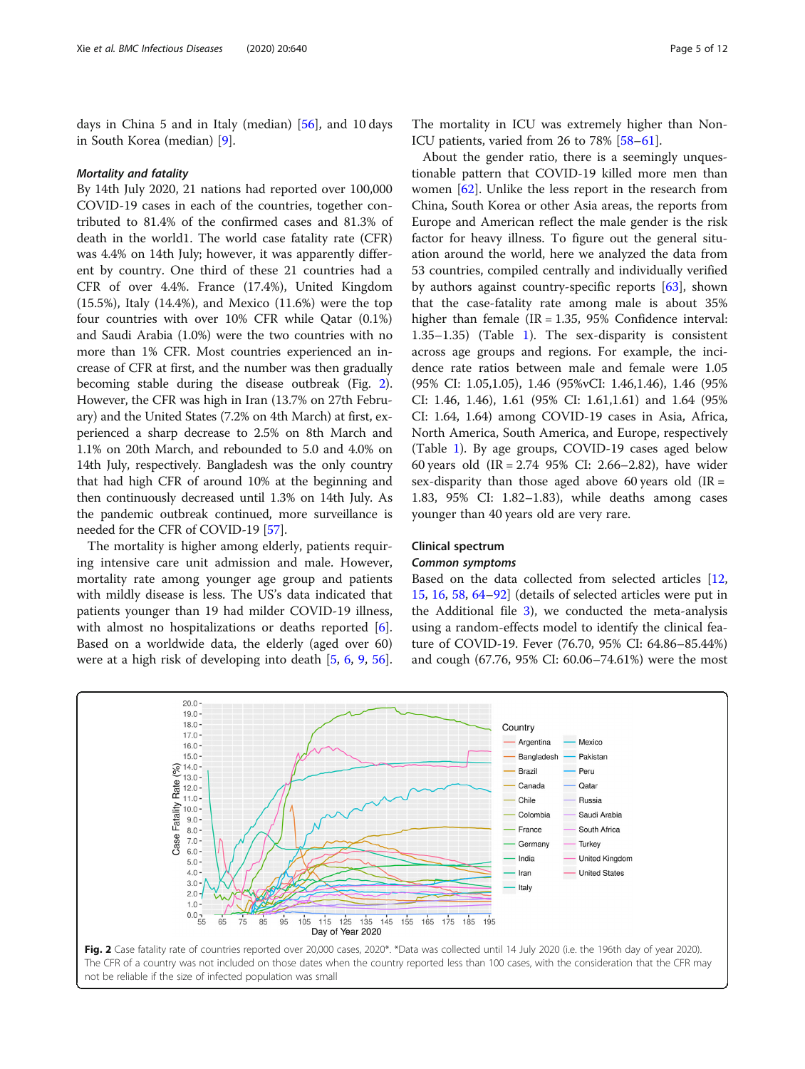days in China 5 and in Italy (median) [56], and 10 days in South Korea (median) [9].

#### *Mortality and fatality*

By 14th July 2020, 21 nations had reported over 100,000 COVID-19 cases in each of the countries, together contributed to 81.4% of the confirmed cases and 81.3% of death in the world1. The world case fatality rate (CFR) was 4.4% on 14th July; however, it was apparently different by country. One third of these 21 countries had a CFR of over 4.4%. France (17.4%), United Kingdom (15.5%), Italy (14.4%), and Mexico (11.6%) were the top four countries with over 10% CFR while Qatar (0.1%) and Saudi Arabia (1.0%) were the two countries with no more than 1% CFR. Most countries experienced an increase of CFR at first, and the number was then gradually becoming stable during the disease outbreak (Fig. 2). However, the CFR was high in Iran (13.7% on 27th February) and the United States (7.2% on 4th March) at first, experienced a sharp decrease to 2.5% on 8th March and 1.1% on 20th March, and rebounded to 5.0 and 4.0% on 14th July, respectively. Bangladesh was the only country that had high CFR of around 10% at the beginning and then continuously decreased until 1.3% on 14th July. As the pandemic outbreak continued, more surveillance is needed for the CFR of COVID-19 [57].

The mortality is higher among elderly, patients requiring intensive care unit admission and male. However, mortality rate among younger age group and patients with mildly disease is less. The US's data indicated that patients younger than 19 had milder COVID-19 illness, with almost no hospitalizations or deaths reported [6]. Based on a worldwide data, the elderly (aged over 60) were at a high risk of developing into death [5, 6, 9, 56]. The mortality in ICU was extremely higher than Non-ICU patients, varied from 26 to 78% [58–61].

About the gender ratio, there is a seemingly unquestionable pattern that COVID-19 killed more men than women [62]. Unlike the less report in the research from China, South Korea or other Asia areas, the reports from Europe and American reflect the male gender is the risk factor for heavy illness. To figure out the general situation around the world, here we analyzed the data from 53 countries, compiled centrally and individually verified by authors against country-specific reports [63], shown that the case-fatality rate among male is about 35% higher than female (IR = 1.35, 95% Confidence interval: 1.35–1.35) (Table 1). The sex-disparity is consistent across age groups and regions. For example, the incidence rate ratios between male and female were 1.05 (95% CI: 1.05,1.05), 1.46 (95%vCI: 1.46,1.46), 1.46 (95% CI: 1.46, 1.46), 1.61 (95% CI: 1.61,1.61) and 1.64 (95% CI: 1.64, 1.64) among COVID-19 cases in Asia, Africa, North America, South America, and Europe, respectively (Table 1). By age groups, COVID-19 cases aged below 60 years old (IR = 2.74 95% CI: 2.66–2.82), have wider sex-disparity than those aged above 60 years old (IR = 1.83, 95% CI: 1.82–1.83), while deaths among cases younger than 40 years old are very rare.

### Clinical spectrum

#### *Common symptoms*

Based on the data collected from selected articles [12, 15, 16, 58, 64–92] (details of selected articles were put in the Additional file 3), we conducted the meta-analysis using a random-effects model to identify the clinical feature of COVID-19. Fever (76.70, 95% CI: 64.86–85.44%) and cough (67.76, 95% CI: 60.06–74.61%) were the most

**Fig. 2** Case fatality rate of countries reported over 20,000 cases, 2020*. *Data was collected until 14 July 2020 (i.e. the 196th day of year 2020). The CFR of a country was not included on those dates when the country reported less than 100 cases, with the consideration that the CFR may not be reliable if the size of infected population was small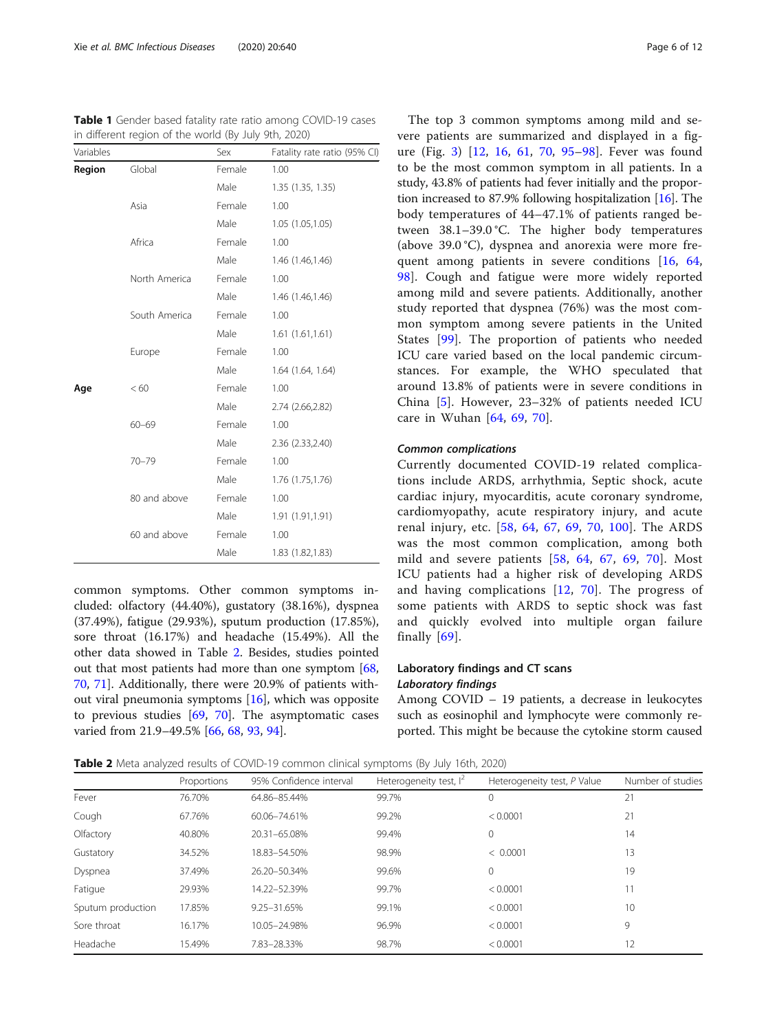**Table 1** Gender based fatality rate ratio among COVID-19 cases in different region of the world (By July 9th, 2020)

| Variables | | Sex | Fatality rate ratio (95% CI) |
|---|---|---|---|
| **Region** | Global | Female | 1.00 |
| | | Male | 1.35 (1.35, 1.35) |
| | Asia | Female | 1.00 |
| | | Male | 1.05 (1.05,1.05) |
| | Africa | Female | 1.00 |
| | | Male | 1.46 (1.46,1.46) |
| | North America | Female | 1.00 |
| | | Male | 1.46 (1.46,1.46) |
| | South America | Female | 1.00 |
| | | Male | 1.61 (1.61,1.61) |
| | Europe | Female | 1.00 |
| | | Male | 1.64 (1.64, 1.64) |
| **Age** | < 60 | Female | 1.00 |
| | | Male | 2.74 (2.66,2.82) |
| | 60–69 | Female | 1.00 |
| | | Male | 2.36 (2.33,2.40) |
| | 70–79 | Female | 1.00 |
| | | Male | 1.76 (1.75,1.76) |
| | 80 and above | Female | 1.00 |
| | | Male | 1.91 (1.91,1.91) |
| | 60 and above | Female | 1.00 |
| | | Male | 1.83 (1.82,1.83) |

common symptoms. Other common symptoms included: olfactory (44.40%), gustatory (38.16%), dyspnea (37.49%), fatigue (29.93%), sputum production (17.85%), sore throat (16.17%) and headache (15.49%). All the other data showed in Table 2. Besides, studies pointed out that most patients had more than one symptom [68, 70, 71]. Additionally, there were 20.9% of patients without viral pneumonia symptoms [16], which was opposite to previous studies [69, 70]. The asymptomatic cases varied from 21.9–49.5% [66, 68, 93, 94].

The top 3 common symptoms among mild and severe patients are summarized and displayed in a figure (Fig. 3) [12, 16, 61, 70, 95–98]. Fever was found to be the most common symptom in all patients. In a study, 43.8% of patients had fever initially and the proportion increased to 87.9% following hospitalization [16]. The body temperatures of 44–47.1% of patients ranged between 38.1–39.0 °C. The higher body temperatures (above 39.0 °C), dyspnea and anorexia were more frequent among patients in severe conditions [16, 64, 98]. Cough and fatigue were more widely reported among mild and severe patients. Additionally, another study reported that dyspnea (76%) was the most common symptom among severe patients in the United States [99]. The proportion of patients who needed ICU care varied based on the local pandemic circumstances. For example, the WHO speculated that around 13.8% of patients were in severe conditions in China [5]. However, 23–32% of patients needed ICU care in Wuhan [64, 69, 70].

#### *Common complications*

Currently documented COVID-19 related complications include ARDS, arrhythmia, Septic shock, acute cardiac injury, myocarditis, acute coronary syndrome, cardiomyopathy, acute respiratory injury, and acute renal injury, etc. [58, 64, 67, 69, 70, 100]. The ARDS was the most common complication, among both mild and severe patients [58, 64, 67, 69, 70]. Most ICU patients had a higher risk of developing ARDS and having complications [12, 70]. The progress of some patients with ARDS to septic shock was fast and quickly evolved into multiple organ failure finally [69].

### Laboratory findings and CT scans

#### *Laboratory findings*

Among COVID – 19 patients, a decrease in leukocytes such as eosinophil and lymphocyte were commonly reported. This might be because the cytokine storm caused

**Table 2** Meta analyzed results of COVID-19 common clinical symptoms (By July 16th, 2020)

| | Proportions | 95% Confidence interval | Heterogeneity test, $I^2$ | Heterogeneity test, *P* Value | Number of studies |
|---|---|---|---|---|---|
| Fever | 76.70% | 64.86–85.44% | 99.7% | 0 | 21 |
| Cough | 67.76% | 60.06–74.61% | 99.2% | < 0.0001 | 21 |
| Olfactory | 40.80% | 20.31–65.08% | 99.4% | 0 | 14 |
| Gustatory | 34.52% | 18.83–54.50% | 98.9% | < 0.0001 | 13 |
| Dyspnea | 37.49% | 26.20–50.34% | 99.6% | 0 | 19 |
| Fatigue | 29.93% | 14.22–52.39% | 99.7% | < 0.0001 | 11 |
| Sputum production | 17.85% | 9.25–31.65% | 99.1% | < 0.0001 | 10 |
| Sore throat | 16.17% | 10.05–24.98% | 96.9% | < 0.0001 | 9 |
| Headache | 15.49% | 7.83–28.33% | 98.7% | < 0.0001 | 12 |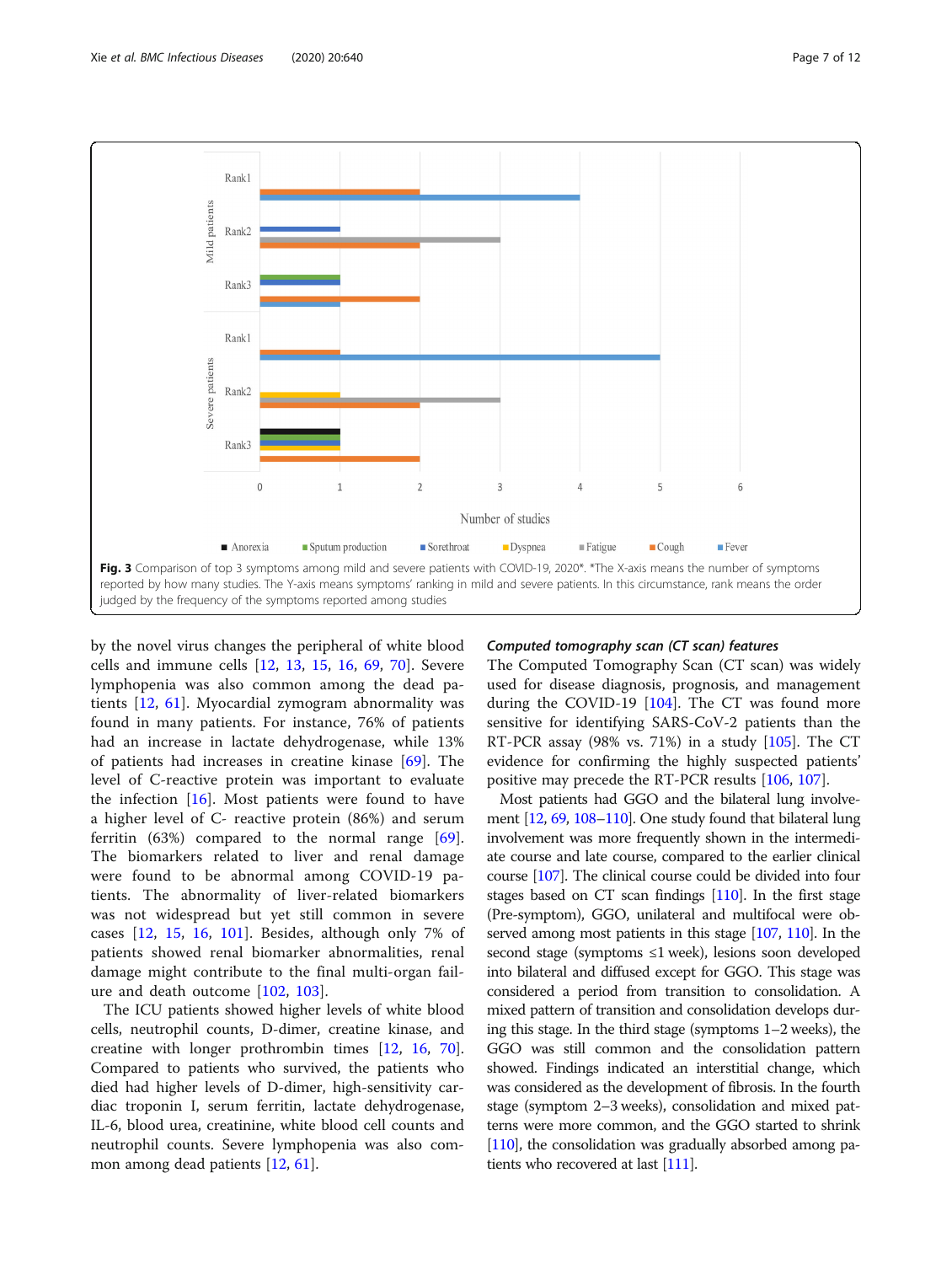Fig. 3 Comparison of top 3 symptoms among mild and severe patients with COVID-19, 2020*. *The X-axis means the number of symptoms reported by how many studies. The Y-axis means symptoms' ranking in mild and severe patients. In this circumstance, rank means the order judged by the frequency of the symptoms reported among studies

by the novel virus changes the peripheral of white blood cells and immune cells [12, 13, 15, 16, 69, 70]. Severe lymphopenia was also common among the dead patients [12, 61]. Myocardial zymogram abnormality was found in many patients. For instance, 76% of patients had an increase in lactate dehydrogenase, while 13% of patients had increases in creatine kinase [69]. The level of C-reactive protein was important to evaluate the infection [16]. Most patients were found to have a higher level of C- reactive protein (86%) and serum ferritin (63%) compared to the normal range [69]. The biomarkers related to liver and renal damage were found to be abnormal among COVID-19 patients. The abnormality of liver-related biomarkers was not widespread but yet still common in severe cases [12, 15, 16, 101]. Besides, although only 7% of patients showed renal biomarker abnormalities, renal damage might contribute to the final multi-organ failure and death outcome [102, 103].

The ICU patients showed higher levels of white blood cells, neutrophil counts, D-dimer, creatine kinase, and creatine with longer prothrombin times [12, 16, 70]. Compared to patients who survived, the patients who died had higher levels of D-dimer, high-sensitivity cardiac troponin I, serum ferritin, lactate dehydrogenase, IL-6, blood urea, creatinine, white blood cell counts and neutrophil counts. Severe lymphopenia was also common among dead patients [12, 61].

### *Computed tomography scan (CT scan) features*

The Computed Tomography Scan (CT scan) was widely used for disease diagnosis, prognosis, and management during the COVID-19 [104]. The CT was found more sensitive for identifying SARS-CoV-2 patients than the RT-PCR assay (98% vs. 71%) in a study [105]. The CT evidence for confirming the highly suspected patients' positive may precede the RT-PCR results [106, 107].

Most patients had GGO and the bilateral lung involvement [12, 69, 108–110]. One study found that bilateral lung involvement was more frequently shown in the intermediate course and late course, compared to the earlier clinical course [107]. The clinical course could be divided into four stages based on CT scan findings [110]. In the first stage (Pre-symptom), GGO, unilateral and multifocal were observed among most patients in this stage [107, 110]. In the second stage (symptoms ≤1 week), lesions soon developed into bilateral and diffused except for GGO. This stage was considered a period from transition to consolidation. A mixed pattern of transition and consolidation develops during this stage. In the third stage (symptoms 1–2 weeks), the GGO was still common and the consolidation pattern showed. Findings indicated an interstitial change, which was considered as the development of fibrosis. In the fourth stage (symptom 2–3 weeks), consolidation and mixed patterns were more common, and the GGO started to shrink [110], the consolidation was gradually absorbed among patients who recovered at last [111].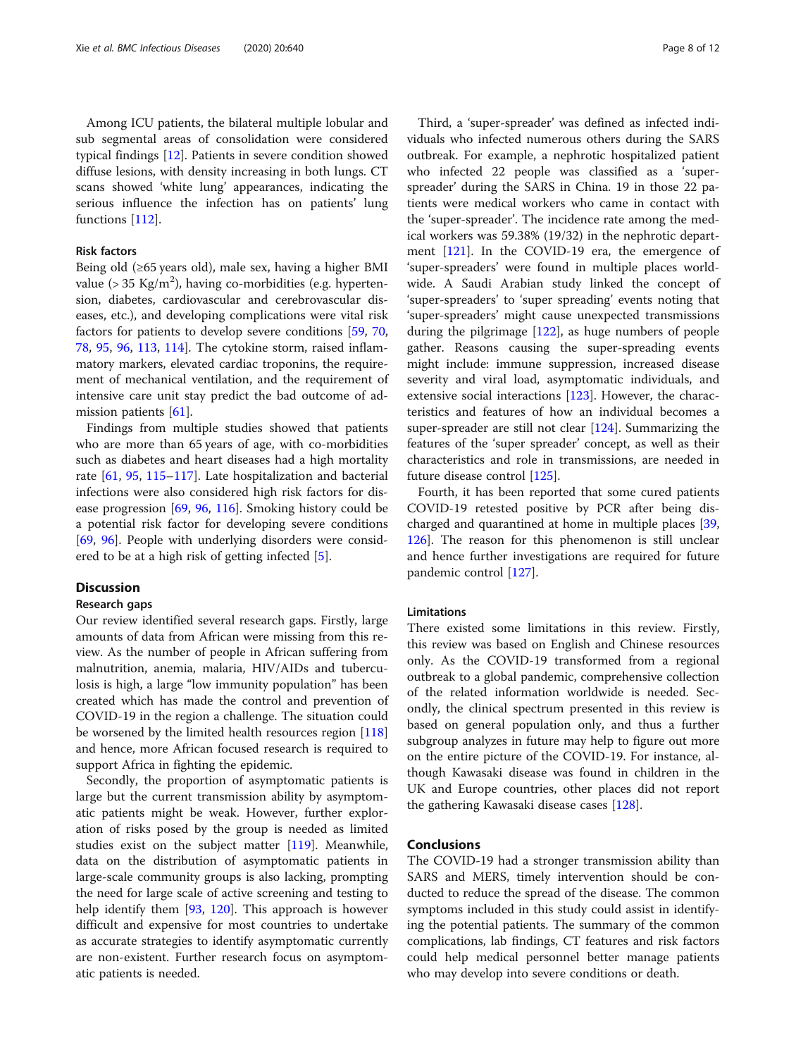Among ICU patients, the bilateral multiple lobular and sub segmental areas of consolidation were considered typical findings [12]. Patients in severe condition showed diffuse lesions, with density increasing in both lungs. CT scans showed 'white lung' appearances, indicating the serious influence the infection has on patients' lung functions [112].

### Risk factors

Being old (≥65 years old), male sex, having a higher BMI value (> 35 $Kg/m^2$), having co-morbidities (e.g. hypertension, diabetes, cardiovascular and cerebrovascular diseases, etc.), and developing complications were vital risk factors for patients to develop severe conditions [59, 70, 78, 95, 96, 113, 114]. The cytokine storm, raised inflammatory markers, elevated cardiac troponins, the requirement of mechanical ventilation, and the requirement of intensive care unit stay predict the bad outcome of admission patients [61].

Findings from multiple studies showed that patients who are more than 65 years of age, with co-morbidities such as diabetes and heart diseases had a high mortality rate [61, 95, 115–117]. Late hospitalization and bacterial infections were also considered high risk factors for disease progression [69, 96, 116]. Smoking history could be a potential risk factor for developing severe conditions [69, 96]. People with underlying disorders were considered to be at a high risk of getting infected [5].

## Discussion

### Research gaps

Our review identified several research gaps. Firstly, large amounts of data from African were missing from this review. As the number of people in African suffering from malnutrition, anemia, malaria, HIV/AIDs and tuberculosis is high, a large "low immunity population" has been created which has made the control and prevention of COVID-19 in the region a challenge. The situation could be worsened by the limited health resources region [118] and hence, more African focused research is required to support Africa in fighting the epidemic.

Secondly, the proportion of asymptomatic patients is large but the current transmission ability by asymptomatic patients might be weak. However, further exploration of risks posed by the group is needed as limited studies exist on the subject matter [119]. Meanwhile, data on the distribution of asymptomatic patients in large-scale community groups is also lacking, prompting the need for large scale of active screening and testing to help identify them [93, 120]. This approach is however difficult and expensive for most countries to undertake as accurate strategies to identify asymptomatic currently are non-existent. Further research focus on asymptomatic patients is needed.

Third, a 'super-spreader' was defined as infected individuals who infected numerous others during the SARS outbreak. For example, a nephrotic hospitalized patient who infected 22 people was classified as a 'super-spreader' during the SARS in China. 19 in those 22 patients were medical workers who came in contact with the 'super-spreader'. The incidence rate among the medical workers was 59.38% (19/32) in the nephrotic department [121]. In the COVID-19 era, the emergence of 'super-spreaders' were found in multiple places worldwide. A Saudi Arabian study linked the concept of 'super-spreaders' to 'super spreading' events noting that 'super-spreaders' might cause unexpected transmissions during the pilgrimage [122], as huge numbers of people gather. Reasons causing the super-spreading events might include: immune suppression, increased disease severity and viral load, asymptomatic individuals, and extensive social interactions [123]. However, the characteristics and features of how an individual becomes a super-spreader are still not clear [124]. Summarizing the features of the 'super spreader' concept, as well as their characteristics and role in transmissions, are needed in future disease control [125].

Fourth, it has been reported that some cured patients COVID-19 retested positive by PCR after being discharged and quarantined at home in multiple places [39, 126]. The reason for this phenomenon is still unclear and hence further investigations are required for future pandemic control [127].

### Limitations

There existed some limitations in this review. Firstly, this review was based on English and Chinese resources only. As the COVID-19 transformed from a regional outbreak to a global pandemic, comprehensive collection of the related information worldwide is needed. Secondly, the clinical spectrum presented in this review is based on general population only, and thus a further subgroup analyzes in future may help to figure out more on the entire picture of the COVID-19. For instance, although Kawasaki disease was found in children in the UK and Europe countries, other places did not report the gathering Kawasaki disease cases [128].

## Conclusions

The COVID-19 had a stronger transmission ability than SARS and MERS, timely intervention should be conducted to reduce the spread of the disease. The common symptoms included in this study could assist in identifying the potential patients. The summary of the common complications, lab findings, CT features and risk factors could help medical personnel better manage patients who may develop into severe conditions or death.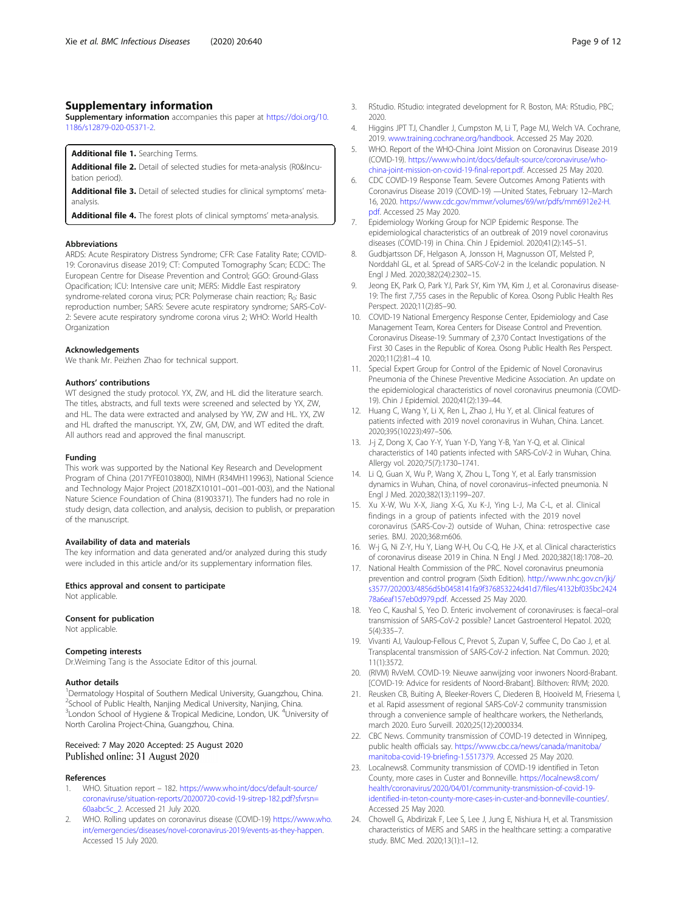## Supplementary information

**Supplementary information** accompanies this paper at https://doi.org/10.1186/s12879-020-05371-2.

**Additional file 1.** Searching Terms.

**Additional file 2.** Detail of selected studies for meta-analysis (R0&Incubation period).

**Additional file 3.** Detail of selected studies for clinical symptoms' meta-analysis.

**Additional file 4.** The forest plots of clinical symptoms' meta-analysis.

### Abbreviations

ARDS: Acute Respiratory Distress Syndrome; CFR: Case Fatality Rate; COVID-19: Coronavirus disease 2019; CT: Computed Tomography Scan; ECDC: The European Centre for Disease Prevention and Control; GGO: Ground-Glass Opacification; ICU: Intensive care unit; MERS: Middle East respiratory syndrome-related corona virus; PCR: Polymerase chain reaction; $R_0$: Basic reproduction number; SARS: Severe acute respiratory syndrome; SARS-CoV-2: Severe acute respiratory syndrome corona virus 2; WHO: World Health Organization

### Acknowledgements

We thank Mr. Peizhen Zhao for technical support.

### Authors' contributions

WT designed the study protocol. YX, ZW, and HL did the literature search. The titles, abstracts, and full texts were screened and selected by YX, ZW, and HL. The data were extracted and analysed by YW, ZW and HL. YX, ZW and HL drafted the manuscript. YX, ZW, GM, DW, and WT edited the draft. All authors read and approved the final manuscript.

### Funding

This work was supported by the National Key Research and Development Program of China (2017YFE0103800), NIMH (R34MH119963), National Science and Technology Major Project (2018ZX10101–001–001-003), and the National Nature Science Foundation of China (81903371). The funders had no role in study design, data collection, and analysis, decision to publish, or preparation of the manuscript.

### Availability of data and materials

The key information and data generated and/or analyzed during this study were included in this article and/or its supplementary information files.

### Ethics approval and consent to participate

Not applicable.

### Consent for publication

Not applicable.

### Competing interests

Dr.Weiming Tang is the Associate Editor of this journal.

### Author details

[1]Dermatology Hospital of Southern Medical University, Guangzhou, China. [2]School of Public Health, Nanjing Medical University, Nanjing, China. [3]London School of Hygiene & Tropical Medicine, London, UK. [4]University of North Carolina Project-China, Guangzhou, China.

Received: 7 May 2020 Accepted: 25 August 2020
Published online: 31 August 2020

### References

1. WHO. Situation report – 182. https://www.who.int/docs/default-source/coronaviruse/situation-reports/20200720-covid-19-sitrep-182.pdf?sfvrsn=60aabc5c_2. Accessed 21 July 2020.
2. WHO. Rolling updates on coronavirus disease (COVID-19) https://www.who.int/emergencies/diseases/novel-coronavirus-2019/events-as-they-happen. Accessed 15 July 2020.
3. RStudio. RStudio: integrated development for R. Boston, MA: RStudio, PBC; 2020.
4. Higgins JPT TJ, Chandler J, Cumpston M, Li T, Page MJ, Welch VA. Cochrane, 2019. www.training.cochrane.org/handbook. Accessed 25 May 2020.
5. WHO. Report of the WHO-China Joint Mission on Coronavirus Disease 2019 (COVID-19). https://www.who.int/docs/default-source/coronaviruse/who-china-joint-mission-on-covid-19-final-report.pdf. Accessed 25 May 2020.
6. CDC COVID-19 Response Team. Severe Outcomes Among Patients with Coronavirus Disease 2019 (COVID-19) —United States, February 12–March 16, 2020. https://www.cdc.gov/mmwr/volumes/69/wr/pdfs/mm6912e2-H.pdf. Accessed 25 May 2020.
7. Epidemiology Working Group for NCIP Epidemic Response. The epidemiological characteristics of an outbreak of 2019 novel coronavirus diseases (COVID-19) in China. Chin J Epidemiol. 2020;41(2):145–51.
8. Gudbjartsson DF, Helgason A, Jonsson H, Magnusson OT, Melsted P, Norddahl GL, et al. Spread of SARS-CoV-2 in the Icelandic population. N Engl J Med. 2020;382(24):2302–15.
9. Jeong EK, Park O, Park YJ, Park SY, Kim YM, Kim J, et al. Coronavirus disease-19: The first 7,755 cases in the Republic of Korea. Osong Public Health Res Perspect. 2020;11(2):85–90.
10. COVID-19 National Emergency Response Center, Epidemiology and Case Management Team, Korea Centers for Disease Control and Prevention. Coronavirus Disease-19: Summary of 2,370 Contact Investigations of the First 30 Cases in the Republic of Korea. Osong Public Health Res Perspect. 2020;11(2):81–4 10.
11. Special Expert Group for Control of the Epidemic of Novel Coronavirus Pneumonia of the Chinese Preventive Medicine Association. An update on the epidemiological characteristics of novel coronavirus pneumonia (COVID-19). Chin J Epidemiol. 2020;41(2):139–44.
12. Huang C, Wang Y, Li X, Ren L, Zhao J, Hu Y, et al. Clinical features of patients infected with 2019 novel coronavirus in Wuhan, China. Lancet. 2020;395(10223):497–506.
13. J-j Z, Dong X, Cao Y-Y, Yuan Y-D, Yang Y-B, Yan Y-Q, et al. Clinical characteristics of 140 patients infected with SARS-CoV-2 in Wuhan, China. Allergy vol. 2020;75(7):1730–1741.
14. Li Q, Guan X, Wu P, Wang X, Zhou L, Tong Y, et al. Early transmission dynamics in Wuhan, China, of novel coronavirus–infected pneumonia. N Engl J Med. 2020;382(13):1199–207.
15. Xu X-W, Wu X-X, Jiang X-G, Xu K-J, Ying L-J, Ma C-L, et al. Clinical findings in a group of patients infected with the 2019 novel coronavirus (SARS-Cov-2) outside of Wuhan, China: retrospective case series. BMJ. 2020;368:m606.
16. W-j G, Ni Z-Y, Hu Y, Liang W-H, Ou C-Q, He J-X, et al. Clinical characteristics of coronavirus disease 2019 in China. N Engl J Med. 2020;382(18):1708–20.
17. National Health Commission of the PRC. Novel coronavirus pneumonia prevention and control program (Sixth Edition). http://www.nhc.gov.cn/jkj/s3577/202003/4856d5b0458141fa9f376853224d41d7/files/4132bf035bc242478a6eaf157eb0d979.pdf. Accessed 25 May 2020.
18. Yeo C, Kaushal S, Yeo D. Enteric involvement of coronaviruses: is faecal–oral transmission of SARS-CoV-2 possible? Lancet Gastroenterol Hepatol. 2020;5(4):335–7.
19. Vivanti AJ, Vauloup-Fellous C, Prevot S, Zupan V, Suffee C, Do Cao J, et al. Transplacental transmission of SARS-CoV-2 infection. Nat Commun. 2020;11(1):3572.
20. (RIVM) RvVeM. COVID-19: Nieuwe aanwijzing voor inwoners Noord-Brabant. [COVID-19: Advice for residents of Noord-Brabant]. Bilthoven: RIVM; 2020.
21. Reusken CB, Buiting A, Bleeker-Rovers C, Diederen B, Hooiveld M, Friesema I, et al. Rapid assessment of regional SARS-CoV-2 community transmission through a convenience sample of healthcare workers, the Netherlands, march 2020. Euro Surveill. 2020;25(12):2000334.
22. CBC News. Community transmission of COVID-19 detected in Winnipeg, public health officials say. https://www.cbc.ca/news/canada/manitoba/manitoba-covid-19-briefing-1.5517379. Accessed 25 May 2020.
23. Localnews8. Community transmission of COVID-19 identified in Teton County, more cases in Custer and Bonneville. https://localnews8.com/health/coronavirus/2020/04/01/community-transmission-of-covid-19-identified-in-teton-county-more-cases-in-custer-and-bonneville-counties/. Accessed 25 May 2020.
24. Chowell G, Abdirizak F, Lee S, Lee J, Jung E, Nishiura H, et al. Transmission characteristics of MERS and SARS in the healthcare setting: a comparative study. BMC Med. 2020;13(1):1–12.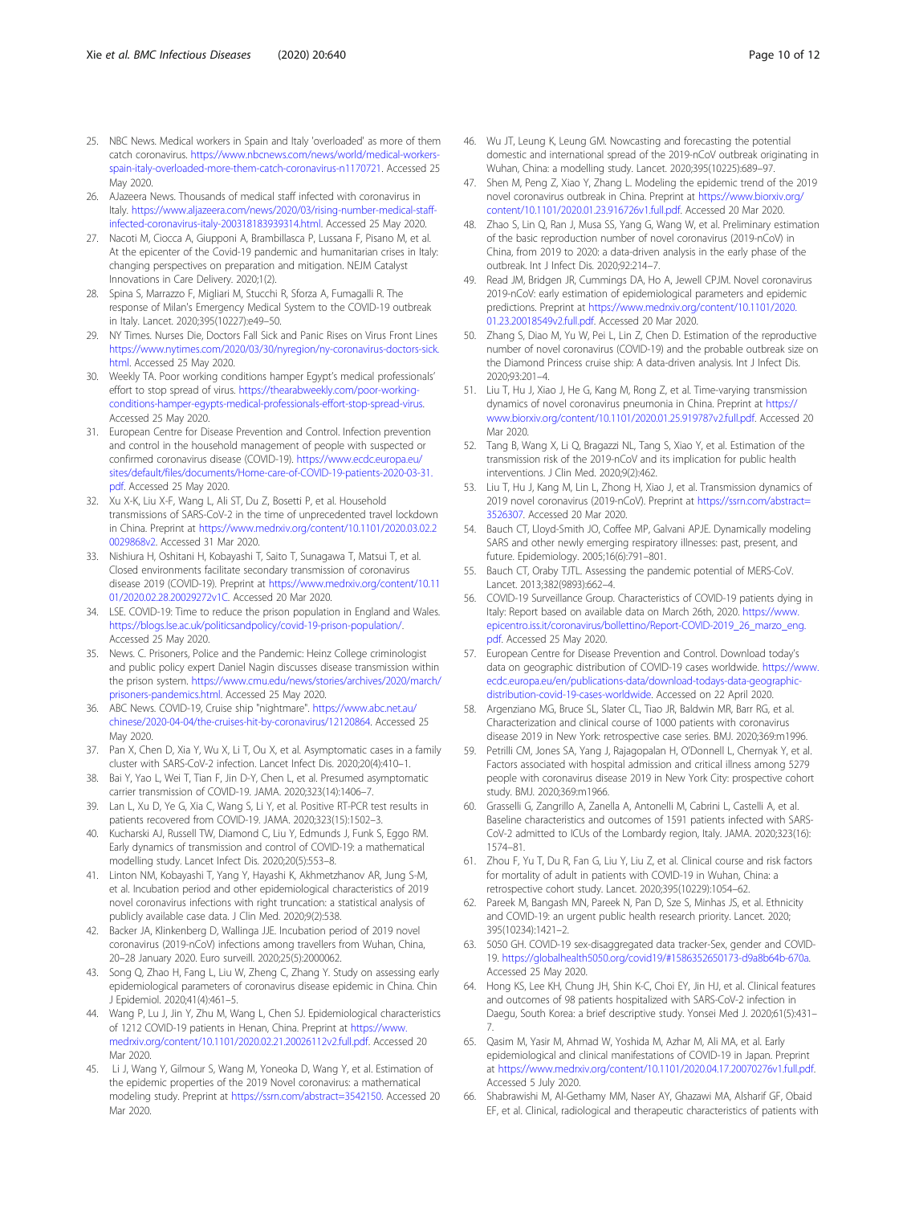25. NBC News. Medical workers in Spain and Italy 'overloaded' as more of them catch coronavirus. https://www.nbcnews.com/news/world/medical-workers-spain-italy-overloaded-more-them-catch-coronavirus-n1170721. Accessed 25 May 2020.
26. AJazeera News. Thousands of medical staff infected with coronavirus in Italy. https://www.aljazeera.com/news/2020/03/rising-number-medical-staff-infected-coronavirus-italy-200318183939314.html. Accessed 25 May 2020.
27. Nacoti M, Ciocca A, Giupponi A, Brambillasca P, Lussana F, Pisano M, et al. At the epicenter of the Covid-19 pandemic and humanitarian crises in Italy: changing perspectives on preparation and mitigation. NEJM Catalyst Innovations in Care Delivery. 2020;1(2).
28. Spina S, Marrazzo F, Migliari M, Stucchi R, Sforza A, Fumagalli R. The response of Milan's Emergency Medical System to the COVID-19 outbreak in Italy. Lancet. 2020;395(10227):e49–50.
29. NY Times. Nurses Die, Doctors Fall Sick and Panic Rises on Virus Front Lines https://www.nytimes.com/2020/03/30/nyregion/ny-coronavirus-doctors-sick.html. Accessed 25 May 2020.
30. Weekly TA. Poor working conditions hamper Egypt's medical professionals' effort to stop spread of virus. https://thearabweekly.com/poor-working-conditions-hamper-egypts-medical-professionals-effort-stop-spread-virus. Accessed 25 May 2020.
31. European Centre for Disease Prevention and Control. Infection prevention and control in the household management of people with suspected or confirmed coronavirus disease (COVID-19). https://www.ecdc.europa.eu/sites/default/files/documents/Home-care-of-COVID-19-patients-2020-03-31.pdf. Accessed 25 May 2020.
32. Xu X-K, Liu X-F, Wang L, Ali ST, Du Z, Bosetti P, et al. Household transmissions of SARS-CoV-2 in the time of unprecedented travel lockdown in China. Preprint at https://www.medrxiv.org/content/10.1101/2020.03.02.20029868v2. Accessed 31 Mar 2020.
33. Nishiura H, Oshitani H, Kobayashi T, Saito T, Sunagawa T, Matsui T, et al. Closed environments facilitate secondary transmission of coronavirus disease 2019 (COVID-19). Preprint at https://www.medrxiv.org/content/10.1101/2020.02.28.20029272v1C. Accessed 20 Mar 2020.
34. LSE. COVID-19: Time to reduce the prison population in England and Wales. https://blogs.lse.ac.uk/politicsandpolicy/covid-19-prison-population/. Accessed 25 May 2020.
35. News. C. Prisoners, Police and the Pandemic: Heinz College criminologist and public policy expert Daniel Nagin discusses disease transmission within the prison system. https://www.cmu.edu/news/stories/archives/2020/march/prisoners-pandemics.html. Accessed 25 May 2020.
36. ABC News. COVID-19, Cruise ship "nightmare". https://www.abc.net.au/chinese/2020-04-04/the-cruises-hit-by-coronavirus/12120864. Accessed 25 May 2020.
37. Pan X, Chen D, Xia Y, Wu X, Li T, Ou X, et al. Asymptomatic cases in a family cluster with SARS-CoV-2 infection. Lancet Infect Dis. 2020;20(4):410–1.
38. Bai Y, Yao L, Wei T, Tian F, Jin D-Y, Chen L, et al. Presumed asymptomatic carrier transmission of COVID-19. JAMA. 2020;323(14):1406–7.
39. Lan L, Xu D, Ye G, Xia C, Wang S, Li Y, et al. Positive RT-PCR test results in patients recovered from COVID-19. JAMA. 2020;323(15):1502–3.
40. Kucharski AJ, Russell TW, Diamond C, Liu Y, Edmunds J, Funk S, Eggo RM. Early dynamics of transmission and control of COVID-19: a mathematical modelling study. Lancet Infect Dis. 2020;20(5):553–8.
41. Linton NM, Kobayashi T, Yang Y, Hayashi K, Akhmetzhanov AR, Jung S-M, et al. Incubation period and other epidemiological characteristics of 2019 novel coronavirus infections with right truncation: a statistical analysis of publicly available case data. J Clin Med. 2020;9(2):538.
42. Backer JA, Klinkenberg D, Wallinga JJE. Incubation period of 2019 novel coronavirus (2019-nCoV) infections among travellers from Wuhan, China, 20–28 January 2020. Euro surveill. 2020;25(5):2000062.
43. Song Q, Zhao H, Fang L, Liu W, Zheng C, Zhang Y. Study on assessing early epidemiological parameters of coronavirus disease epidemic in China. Chin J Epidemiol. 2020;41(4):461–5.
44. Wang P, Lu J, Jin Y, Zhu M, Wang L, Chen SJ. Epidemiological characteristics of 1212 COVID-19 patients in Henan, China. Preprint at https://www.medrxiv.org/content/10.1101/2020.02.21.20026112v2.full.pdf. Accessed 20 Mar 2020.
45. Li J, Wang Y, Gilmour S, Wang M, Yoneoka D, Wang Y, et al. Estimation of the epidemic properties of the 2019 Novel coronavirus: a mathematical modeling study. Preprint at https://ssrn.com/abstract=3542150. Accessed 20 Mar 2020.
46. Wu JT, Leung K, Leung GM. Nowcasting and forecasting the potential domestic and international spread of the 2019-nCoV outbreak originating in Wuhan, China: a modelling study. Lancet. 2020;395(10225):689–97.
47. Shen M, Peng Z, Xiao Y, Zhang L. Modeling the epidemic trend of the 2019 novel coronavirus outbreak in China. Preprint at https://www.biorxiv.org/content/10.1101/2020.01.23.916726v1.full.pdf. Accessed 20 Mar 2020.
48. Zhao S, Lin Q, Ran J, Musa SS, Yang G, Wang W, et al. Preliminary estimation of the basic reproduction number of novel coronavirus (2019-nCoV) in China, from 2019 to 2020: a data-driven analysis in the early phase of the outbreak. Int J Infect Dis. 2020;92:214–7.
49. Read JM, Bridgen JR, Cummings DA, Ho A, Jewell CPJM. Novel coronavirus 2019-nCoV: early estimation of epidemiological parameters and epidemic predictions. Preprint at https://www.medrxiv.org/content/10.1101/2020.01.23.20018549v2.full.pdf. Accessed 20 Mar 2020.
50. Zhang S, Diao M, Yu W, Pei L, Lin Z, Chen D. Estimation of the reproductive number of novel coronavirus (COVID-19) and the probable outbreak size on the Diamond Princess cruise ship: A data-driven analysis. Int J Infect Dis. 2020;93:201–4.
51. Liu T, Hu J, Xiao J, He G, Kang M, Rong Z, et al. Time-varying transmission dynamics of novel coronavirus pneumonia in China. Preprint at https://www.biorxiv.org/content/10.1101/2020.01.25.919787v2.full.pdf. Accessed 20 Mar 2020.
52. Tang B, Wang X, Li Q, Bragazzi NL, Tang S, Xiao Y, et al. Estimation of the transmission risk of the 2019-nCoV and its implication for public health interventions. J Clin Med. 2020;9(2):462.
53. Liu T, Hu J, Kang M, Lin L, Zhong H, Xiao J, et al. Transmission dynamics of 2019 novel coronavirus (2019-nCoV). Preprint at https://ssrn.com/abstract=3526307. Accessed 20 Mar 2020.
54. Bauch CT, Lloyd-Smith JO, Coffee MP, Galvani APJE. Dynamically modeling SARS and other newly emerging respiratory illnesses: past, present, and future. Epidemiology. 2005;16(6):791–801.
55. Bauch CT, Oraby TJTL. Assessing the pandemic potential of MERS-CoV. Lancet. 2013;382(9893):662–4.
56. COVID-19 Surveillance Group. Characteristics of COVID-19 patients dying in Italy: Report based on available data on March 26th, 2020. https://www.epicentro.iss.it/coronavirus/bollettino/Report-COVID-2019_26_marzo_eng.pdf. Accessed 25 May 2020.
57. European Centre for Disease Prevention and Control. Download today's data on geographic distribution of COVID-19 cases worldwide. https://www.ecdc.europa.eu/en/publications-data/download-todays-data-geographic-distribution-covid-19-cases-worldwide. Accessed on 22 April 2020.
58. Argenziano MG, Bruce SL, Slater CL, Tiao JR, Baldwin MR, Barr RG, et al. Characterization and clinical course of 1000 patients with coronavirus disease 2019 in New York: retrospective case series. BMJ. 2020;369:m1996.
59. Petrilli CM, Jones SA, Yang J, Rajagopalan H, O'Donnell L, Chernyak Y, et al. Factors associated with hospital admission and critical illness among 5279 people with coronavirus disease 2019 in New York City: prospective cohort study. BMJ. 2020;369:m1966.
60. Grasselli G, Zangrillo A, Zanella A, Antonelli M, Cabrini L, Castelli A, et al. Baseline characteristics and outcomes of 1591 patients infected with SARS-CoV-2 admitted to ICUs of the Lombardy region, Italy. JAMA. 2020;323(16):1574–81.
61. Zhou F, Yu T, Du R, Fan G, Liu Y, Liu Z, et al. Clinical course and risk factors for mortality of adult in patients with COVID-19 in Wuhan, China: a retrospective cohort study. Lancet. 2020;395(10229):1054–62.
62. Pareek M, Bangash MN, Pareek N, Pan D, Sze S, Minhas JS, et al. Ethnicity and COVID-19: an urgent public health research priority. Lancet. 2020;395(10234):1421–2.
63. 5050 GH. COVID-19 sex-disaggregated data tracker-Sex, gender and COVID-19. https://globalhealth5050.org/covid19/#1586352650173-d9a8b64b-670a. Accessed 25 May 2020.
64. Hong KS, Lee KH, Chung JH, Shin K-C, Choi EY, Jin HJ, et al. Clinical features and outcomes of 98 patients hospitalized with SARS-CoV-2 infection in Daegu, South Korea: a brief descriptive study. Yonsei Med J. 2020;61(5):431–7.
65. Qasim M, Yasir M, Ahmad W, Yoshida M, Azhar M, Ali MA, et al. Early epidemiological and clinical manifestations of COVID-19 in Japan. Preprint at https://www.medrxiv.org/content/10.1101/2020.04.17.20070276v1.full.pdf. Accessed 5 July 2020.
66. Shabrawishi M, Al-Gethamy MM, Naser AY, Ghazawi MA, Alsharif GF, Obaid EF, et al. Clinical, radiological and therapeutic characteristics of patients with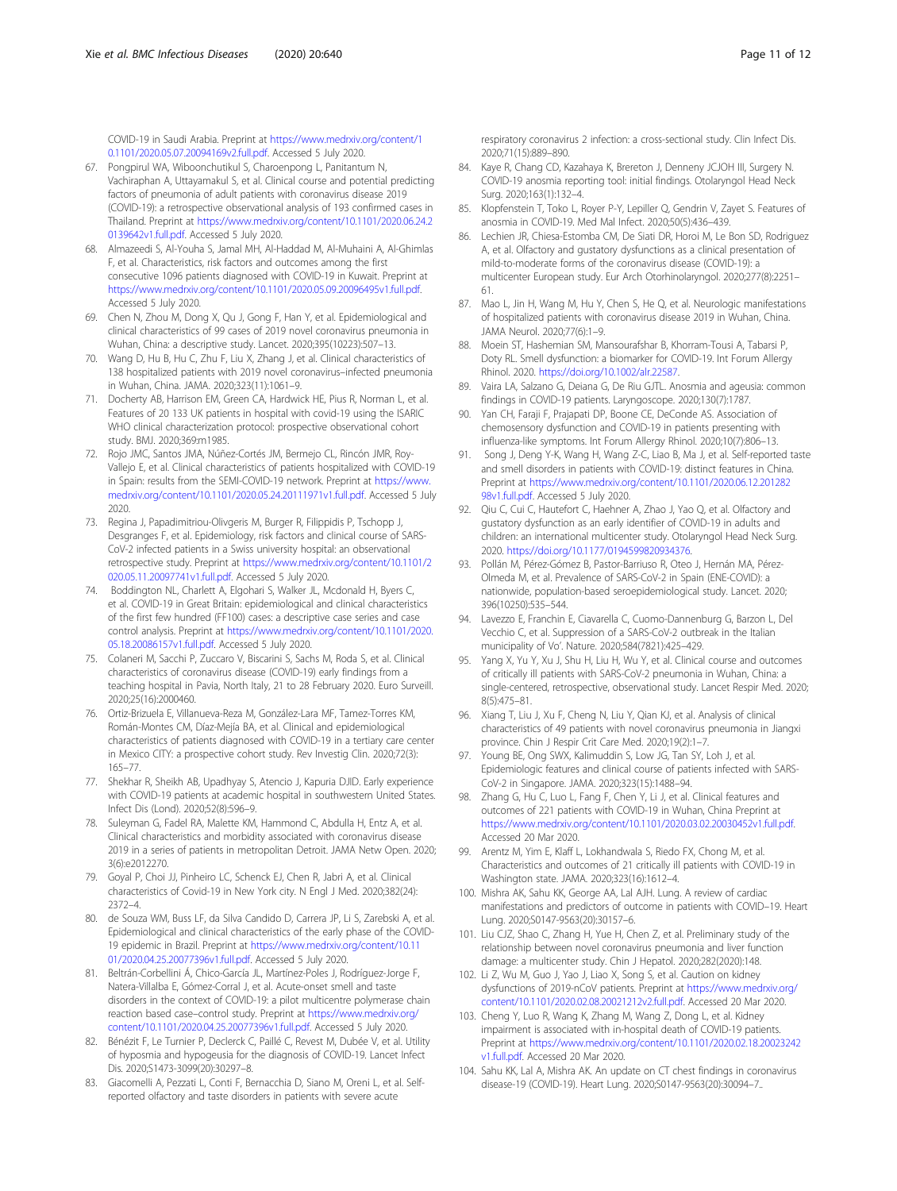COVID-19 in Saudi Arabia. Preprint at https://www.medrxiv.org/content/10.1101/2020.05.07.20094169v2.full.pdf. Accessed 5 July 2020.

67. Pongpirul WA, Wiboonchutikul S, Charoenpong L, Panitantum N, Vachiraphan A, Uttayamakul S, et al. Clinical course and potential predicting factors of pneumonia of adult patients with coronavirus disease 2019 (COVID-19): a retrospective observational analysis of 193 confirmed cases in Thailand. Preprint at https://www.medrxiv.org/content/10.1101/2020.06.24.20139642v1.full.pdf. Accessed 5 July 2020.
68. Almazeedi S, Al-Youha S, Jamal MH, Al-Haddad M, Al-Muhaini A, Al-Ghimlas F, et al. Characteristics, risk factors and outcomes among the first consecutive 1096 patients diagnosed with COVID-19 in Kuwait. Preprint at https://www.medrxiv.org/content/10.1101/2020.05.09.20096495v1.full.pdf. Accessed 5 July 2020.
69. Chen N, Zhou M, Dong X, Qu J, Gong F, Han Y, et al. Epidemiological and clinical characteristics of 99 cases of 2019 novel coronavirus pneumonia in Wuhan, China: a descriptive study. Lancet. 2020;395(10223):507–13.
70. Wang D, Hu B, Hu C, Zhu F, Liu X, Zhang J, et al. Clinical characteristics of 138 hospitalized patients with 2019 novel coronavirus–infected pneumonia in Wuhan, China. JAMA. 2020;323(11):1061–9.
71. Docherty AB, Harrison EM, Green CA, Hardwick HE, Pius R, Norman L, et al. Features of 20 133 UK patients in hospital with covid-19 using the ISARIC WHO clinical characterization protocol: prospective observational cohort study. BMJ. 2020;369:m1985.
72. Rojo JMC, Santos JMA, Núñez-Cortés JM, Bermejo CL, Rincón JMR, Roy-Vallejo E, et al. Clinical characteristics of patients hospitalized with COVID-19 in Spain: results from the SEMI-COVID-19 network. Preprint at https://www.medrxiv.org/content/10.1101/2020.05.24.20111971v1.full.pdf. Accessed 5 July 2020.
73. Regina J, Papadimitriou-Olivgeris M, Burger R, Filippidis P, Tschopp J, Desgranges F, et al. Epidemiology, risk factors and clinical course of SARS-CoV-2 infected patients in a Swiss university hospital: an observational retrospective study. Preprint at https://www.medrxiv.org/content/10.1101/2020.05.11.20097741v1.full.pdf. Accessed 5 July 2020.
74. Boddington NL, Charlett A, Elgohari S, Walker JL, Mcdonald H, Byers C, et al. COVID-19 in Great Britain: epidemiological and clinical characteristics of the first few hundred (FF100) cases: a descriptive case series and case control analysis. Preprint at https://www.medrxiv.org/content/10.1101/2020.05.18.20086157v1.full.pdf. Accessed 5 July 2020.
75. Colaneri M, Sacchi P, Zuccaro V, Biscarini S, Sachs M, Roda S, et al. Clinical characteristics of coronavirus disease (COVID-19) early findings from a teaching hospital in Pavia, North Italy, 21 to 28 February 2020. Euro Surveill. 2020;25(16):2000460.
76. Ortiz-Brizuela E, Villanueva-Reza M, González-Lara MF, Tamez-Torres KM, Román-Montes CM, Díaz-Mejía BA, et al. Clinical and epidemiological characteristics of patients diagnosed with COVID-19 in a tertiary care center in Mexico CITY: a prospective cohort study. Rev Investig Clin. 2020;72(3): 165–77.
77. Shekhar R, Sheikh AB, Upadhyay S, Atencio J, Kapuria DJID. Early experience with COVID-19 patients at academic hospital in southwestern United States. Infect Dis (Lond). 2020;52(8):596–9.
78. Suleyman G, Fadel RA, Malette KM, Hammond C, Abdulla H, Entz A, et al. Clinical characteristics and morbidity associated with coronavirus disease 2019 in a series of patients in metropolitan Detroit. JAMA Netw Open. 2020; 3(6):e2012270.
79. Goyal P, Choi JJ, Pinheiro LC, Schenck EJ, Chen R, Jabri A, et al. Clinical characteristics of Covid-19 in New York city. N Engl J Med. 2020;382(24): 2372–4.
80. de Souza WM, Buss LF, da Silva Candido D, Carrera JP, Li S, Zarebski A, et al. Epidemiological and clinical characteristics of the early phase of the COVID-19 epidemic in Brazil. Preprint at https://www.medrxiv.org/content/10.1101/2020.04.25.20077396v1.full.pdf. Accessed 5 July 2020.
81. Beltrán-Corbellini Á, Chico-García JL, Martínez-Poles J, Rodríguez-Jorge F, Natera-Villalba E, Gómez-Corral J, et al. Acute-onset smell and taste disorders in the context of COVID-19: a pilot multicentre polymerase chain reaction based case–control study. Preprint at https://www.medrxiv.org/content/10.1101/2020.04.25.20077396v1.full.pdf. Accessed 5 July 2020.
82. Bénézit F, Le Turnier P, Declerck C, Paillé C, Revest M, Dubée V, et al. Utility of hyposmia and hypogeusia for the diagnosis of COVID-19. Lancet Infect Dis. 2020;S1473-3099(20):30297–8.
83. Giacomelli A, Pezzati L, Conti F, Bernacchia D, Siano M, Oreni L, et al. Self-reported olfactory and taste disorders in patients with severe acute respiratory coronavirus 2 infection: a cross-sectional study. Clin Infect Dis. 2020;71(15):889–890.
84. Kaye R, Chang CD, Kazahaya K, Brereton J, Denneny JCJOH III, Surgery N. COVID-19 anosmia reporting tool: initial findings. Otolaryngol Head Neck Surg. 2020;163(1):132–4.
85. Klopfenstein T, Toko L, Royer P-Y, Lepiller Q, Gendrin V, Zayet S. Features of anosmia in COVID-19. Med Mal Infect. 2020;50(5):436–439.
86. Lechien JR, Chiesa-Estomba CM, De Siati DR, Horoi M, Le Bon SD, Rodriguez A, et al. Olfactory and gustatory dysfunctions as a clinical presentation of mild-to-moderate forms of the coronavirus disease (COVID-19): a multicenter European study. Eur Arch Otorhinolaryngol. 2020;277(8):2251–61.
87. Mao L, Jin H, Wang M, Hu Y, Chen S, He Q, et al. Neurologic manifestations of hospitalized patients with coronavirus disease 2019 in Wuhan, China. JAMA Neurol. 2020;77(6):1–9.
88. Moein ST, Hashemian SM, Mansourafshar B, Khorram-Tousi A, Tabarsi P, Doty RL. Smell dysfunction: a biomarker for COVID-19. Int Forum Allergy Rhinol. 2020. https://doi.org/10.1002/alr.22587.
89. Vaira LA, Salzano G, Deiana G, De Riu GJTL. Anosmia and ageusia: common findings in COVID-19 patients. Laryngoscope. 2020;130(7):1787.
90. Yan CH, Faraji F, Prajapati DP, Boone CE, DeConde AS. Association of chemosensory dysfunction and COVID-19 in patients presenting with influenza-like symptoms. Int Forum Allergy Rhinol. 2020;10(7):806–13.
91. Song J, Deng Y-K, Wang H, Wang Z-C, Liao B, Ma J, et al. Self-reported taste and smell disorders in patients with COVID-19: distinct features in China. Preprint at https://www.medrxiv.org/content/10.1101/2020.06.12.20128298v1.full.pdf. Accessed 5 July 2020.
92. Qiu C, Cui C, Hautefort C, Haehner A, Zhao J, Yao Q, et al. Olfactory and gustatory dysfunction as an early identifier of COVID-19 in adults and children: an international multicenter study. Otolaryngol Head Neck Surg. 2020. https://doi.org/10.1177/0194599820934376.
93. Pollán M, Pérez-Gómez B, Pastor-Barriuso R, Oteo J, Hernán MA, Pérez-Olmeda M, et al. Prevalence of SARS-CoV-2 in Spain (ENE-COVID): a nationwide, population-based seroepidemiological study. Lancet. 2020; 396(10250):535–544.
94. Lavezzo E, Franchin E, Ciavarella C, Cuomo-Dannenburg G, Barzon L, Del Vecchio C, et al. Suppression of a SARS-CoV-2 outbreak in the Italian municipality of Vo'. Nature. 2020;584(7821):425–429.
95. Yang X, Yu Y, Xu J, Shu H, Liu H, Wu Y, et al. Clinical course and outcomes of critically ill patients with SARS-CoV-2 pneumonia in Wuhan, China: a single-centered, retrospective, observational study. Lancet Respir Med. 2020; 8(5):475–81.
96. Xiang T, Liu J, Xu F, Cheng N, Liu Y, Qian KJ, et al. Analysis of clinical characteristics of 49 patients with novel coronavirus pneumonia in Jiangxi province. Chin J Respir Crit Care Med. 2020;19(2):1–7.
97. Young BE, Ong SWX, Kalimuddin S, Low JG, Tan SY, Loh J, et al. Epidemiologic features and clinical course of patients infected with SARS-CoV-2 in Singapore. JAMA. 2020;323(15):1488–94.
98. Zhang G, Hu C, Luo L, Fang F, Chen Y, Li J, et al. Clinical features and outcomes of 221 patients with COVID-19 in Wuhan, China Preprint at https://www.medrxiv.org/content/10.1101/2020.03.02.20030452v1.full.pdf. Accessed 20 Mar 2020.
99. Arentz M, Yim E, Klaff L, Lokhandwala S, Riedo FX, Chong M, et al. Characteristics and outcomes of 21 critically ill patients with COVID-19 in Washington state. JAMA. 2020;323(16):1612–4.
100. Mishra AK, Sahu KK, George AA, Lal AJH. Lung. A review of cardiac manifestations and predictors of outcome in patients with COVID–19. Heart Lung. 2020;S0147-9563(20):30157–6.
101. Liu CJZ, Shao C, Zhang H, Yue H, Chen Z, et al. Preliminary study of the relationship between novel coronavirus pneumonia and liver function damage: a multicenter study. Chin J Hepatol. 2020;282(2020):148.
102. Li Z, Wu M, Guo J, Yao J, Liao X, Song S, et al. Caution on kidney dysfunctions of 2019-nCoV patients. Preprint at https://www.medrxiv.org/content/10.1101/2020.02.08.20021212v2.full.pdf. Accessed 20 Mar 2020.
103. Cheng Y, Luo R, Wang K, Zhang M, Wang Z, Dong L, et al. Kidney impairment is associated with in-hospital death of COVID-19 patients. Preprint at https://www.medrxiv.org/content/10.1101/2020.02.18.20023242v1.full.pdf. Accessed 20 Mar 2020.
104. Sahu KK, Lal A, Mishra AK. An update on CT chest findings in coronavirus disease-19 (COVID-19). Heart Lung. 2020;S0147-9563(20):30094–7..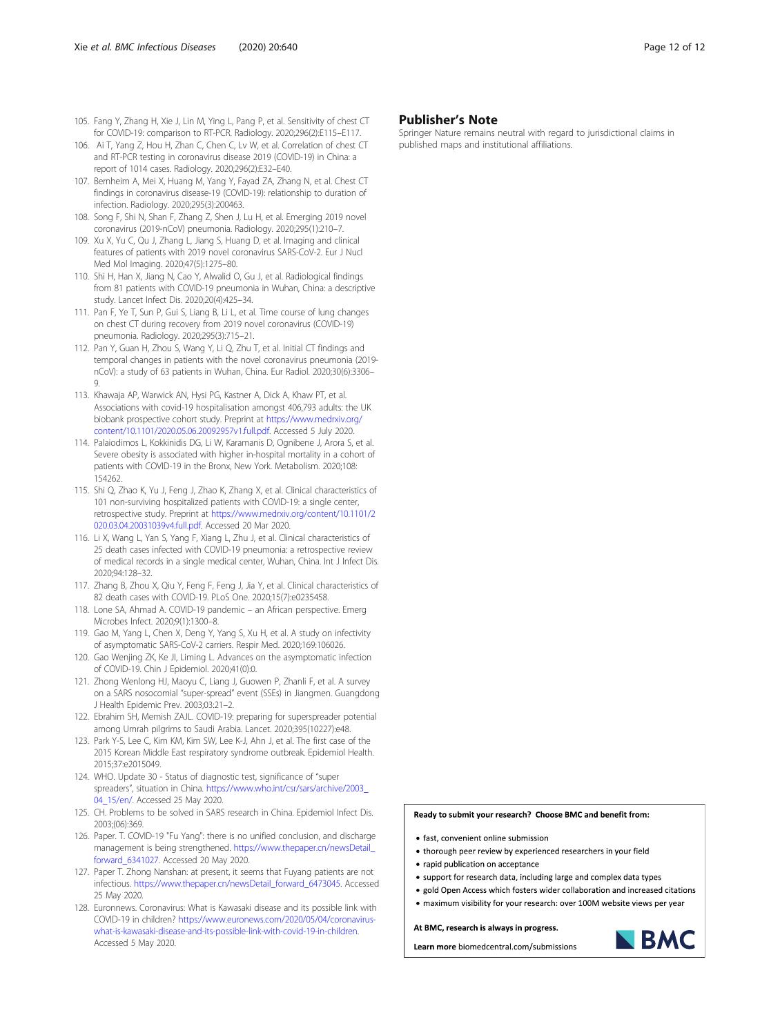105. Fang Y, Zhang H, Xie J, Lin M, Ying L, Pang P, et al. Sensitivity of chest CT for COVID-19: comparison to RT-PCR. Radiology. 2020;296(2):E115–E117.
106. Ai T, Yang Z, Hou H, Zhan C, Chen C, Lv W, et al. Correlation of chest CT and RT-PCR testing in coronavirus disease 2019 (COVID-19) in China: a report of 1014 cases. Radiology. 2020;296(2):E32–E40.
107. Bernheim A, Mei X, Huang M, Yang Y, Fayad ZA, Zhang N, et al. Chest CT findings in coronavirus disease-19 (COVID-19): relationship to duration of infection. Radiology. 2020;295(3):200463.
108. Song F, Shi N, Shan F, Zhang Z, Shen J, Lu H, et al. Emerging 2019 novel coronavirus (2019-nCoV) pneumonia. Radiology. 2020;295(1):210–7.
109. Xu X, Yu C, Qu J, Zhang L, Jiang S, Huang D, et al. Imaging and clinical features of patients with 2019 novel coronavirus SARS-CoV-2. Eur J Nucl Med Mol Imaging. 2020;47(5):1275–80.
110. Shi H, Han X, Jiang N, Cao Y, Alwalid O, Gu J, et al. Radiological findings from 81 patients with COVID-19 pneumonia in Wuhan, China: a descriptive study. Lancet Infect Dis. 2020;20(4):425–34.
111. Pan F, Ye T, Sun P, Gui S, Liang B, Li L, et al. Time course of lung changes on chest CT during recovery from 2019 novel coronavirus (COVID-19) pneumonia. Radiology. 2020;295(3):715–21.
112. Pan Y, Guan H, Zhou S, Wang Y, Li Q, Zhu T, et al. Initial CT findings and temporal changes in patients with the novel coronavirus pneumonia (2019-nCoV): a study of 63 patients in Wuhan, China. Eur Radiol. 2020;30(6):3306–9.
113. Khawaja AP, Warwick AN, Hysi PG, Kastner A, Dick A, Khaw PT, et al. Associations with covid-19 hospitalisation amongst 406,793 adults: the UK biobank prospective cohort study. Preprint at https://www.medrxiv.org/content/10.1101/2020.05.06.20092957v1.full.pdf. Accessed 5 July 2020.
114. Palaiodimos L, Kokkinidis DG, Li W, Karamanis D, Ognibene J, Arora S, et al. Severe obesity is associated with higher in-hospital mortality in a cohort of patients with COVID-19 in the Bronx, New York. Metabolism. 2020;108:154262.
115. Shi Q, Zhao K, Yu J, Feng J, Zhao K, Zhang X, et al. Clinical characteristics of 101 non-surviving hospitalized patients with COVID-19: a single center, retrospective study. Preprint at https://www.medrxiv.org/content/10.1101/2020.03.04.20031039v4.full.pdf. Accessed 20 Mar 2020.
116. Li X, Wang L, Yan S, Yang F, Xiang L, Zhu J, et al. Clinical characteristics of 25 death cases infected with COVID-19 pneumonia: a retrospective review of medical records in a single medical center, Wuhan, China. Int J Infect Dis. 2020;94:128–32.
117. Zhang B, Zhou X, Qiu Y, Feng F, Feng J, Jia Y, et al. Clinical characteristics of 82 death cases with COVID-19. PLoS One. 2020;15(7):e0235458.
118. Lone SA, Ahmad A. COVID-19 pandemic – an African perspective. Emerg Microbes Infect. 2020;9(1):1300–8.
119. Gao M, Yang L, Chen X, Deng Y, Yang S, Xu H, et al. A study on infectivity of asymptomatic SARS-CoV-2 carriers. Respir Med. 2020;169:106026.
120. Gao Wenjing ZK, Ke JI, Liming L. Advances on the asymptomatic infection of COVID-19. Chin J Epidemiol. 2020;41(0):0.
121. Zhong Wenlong HJ, Maoyu C, Liang J, Guowen P, Zhanli F, et al. A survey on a SARS nosocomial "super-spread" event (SSEs) in Jiangmen. Guangdong J Health Epidemic Prev. 2003;03:21–2.
122. Ebrahim SH, Memish ZAJL. COVID-19: preparing for superspreader potential among Umrah pilgrims to Saudi Arabia. Lancet. 2020;395(10227):e48.
123. Park Y-S, Lee C, Kim KM, Kim SW, Lee K-J, Ahn J, et al. The first case of the 2015 Korean Middle East respiratory syndrome outbreak. Epidemiol Health. 2015;37:e2015049.
124. WHO. Update 30 - Status of diagnostic test, significance of "super spreaders", situation in China. https://www.who.int/csr/sars/archive/2003_04_15/en/. Accessed 25 May 2020.
125. CH. Problems to be solved in SARS research in China. Epidemiol Infect Dis. 2003;(06):369.
126. Paper. T. COVID-19 "Fu Yang": there is no unified conclusion, and discharge management is being strengthened. https://www.thepaper.cn/newsDetail_forward_6341027. Accessed 20 May 2020.
127. Paper T. Zhong Nanshan: at present, it seems that Fuyang patients are not infectious. https://www.thepaper.cn/newsDetail_forward_6473045. Accessed 25 May 2020.
128. Euronnews. Coronavirus: What is Kawasaki disease and its possible link with COVID-19 in children? https://www.euronews.com/2020/05/04/coronavirus-what-is-kawasaki-disease-and-its-possible-link-with-covid-19-in-children. Accessed 5 May 2020.

## Publisher's Note

Springer Nature remains neutral with regard to jurisdictional claims in published maps and institutional affiliations.

**Ready to submit your research? Choose BMC and benefit from:**

- fast, convenient online submission
- thorough peer review by experienced researchers in your field
- rapid publication on acceptance
- support for research data, including large and complex data types
- gold Open Access which fosters wider collaboration and increased citations
- maximum visibility for your research: over 100M website views per year

**At BMC, research is always in progress.**

**Learn more** biomedcentral.com/submissions

BMC